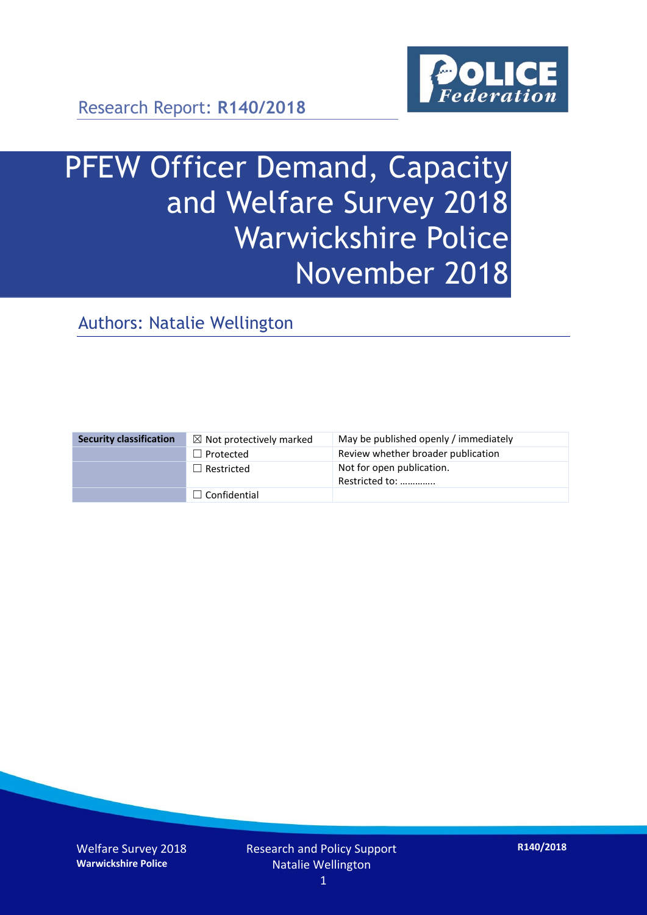Research Report: **R140/2018**

# PFEW Officer Demand, Capacity and Welfare Survey 2018 Warwickshire Police November 2018

## Authors: Natalie Wellington

| Security classification | ☒ Not protectively marked | May be published openly / immediately |
|---|---|---|
| | ☐ Protected | Review whether broader publication |
| | ☐ Restricted | Not for open publication. Restricted to: ………….. |
| | ☐ Confidential | |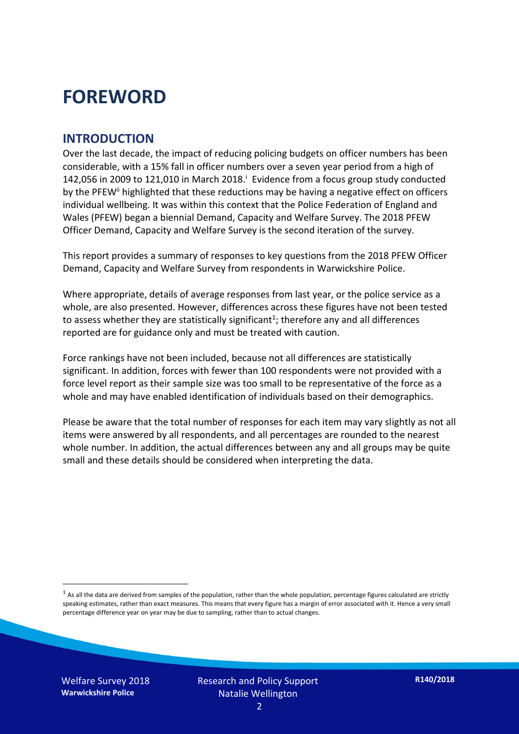# FOREWORD

## INTRODUCTION

Over the last decade, the impact of reducing policing budgets on officer numbers has been considerable, with a 15% fall in officer numbers over a seven year period from a high of 142,056 in 2009 to 121,010 in March 2018.[i] Evidence from a focus group study conducted by the PFEW[ii] highlighted that these reductions may be having a negative effect on officers individual wellbeing. It was within this context that the Police Federation of England and Wales (PFEW) began a biennial Demand, Capacity and Welfare Survey. The 2018 PFEW Officer Demand, Capacity and Welfare Survey is the second iteration of the survey.

This report provides a summary of responses to key questions from the 2018 PFEW Officer Demand, Capacity and Welfare Survey from respondents in Warwickshire Police.

Where appropriate, details of average responses from last year, or the police service as a whole, are also presented. However, differences across these figures have not been tested to assess whether they are statistically significant[1]; therefore any and all differences reported are for guidance only and must be treated with caution.

Force rankings have not been included, because not all differences are statistically significant. In addition, forces with fewer than 100 respondents were not provided with a force level report as their sample size was too small to be representative of the force as a whole and may have enabled identification of individuals based on their demographics.

Please be aware that the total number of responses for each item may vary slightly as not all items were answered by all respondents, and all percentages are rounded to the nearest whole number. In addition, the actual differences between any and all groups may be quite small and these details should be considered when interpreting the data.

[1] As all the data are derived from samples of the population, rather than the whole population, percentage figures calculated are strictly speaking estimates, rather than exact measures. This means that every figure has a margin of error associated with it. Hence a very small percentage difference year on year may be due to sampling, rather than to actual changes.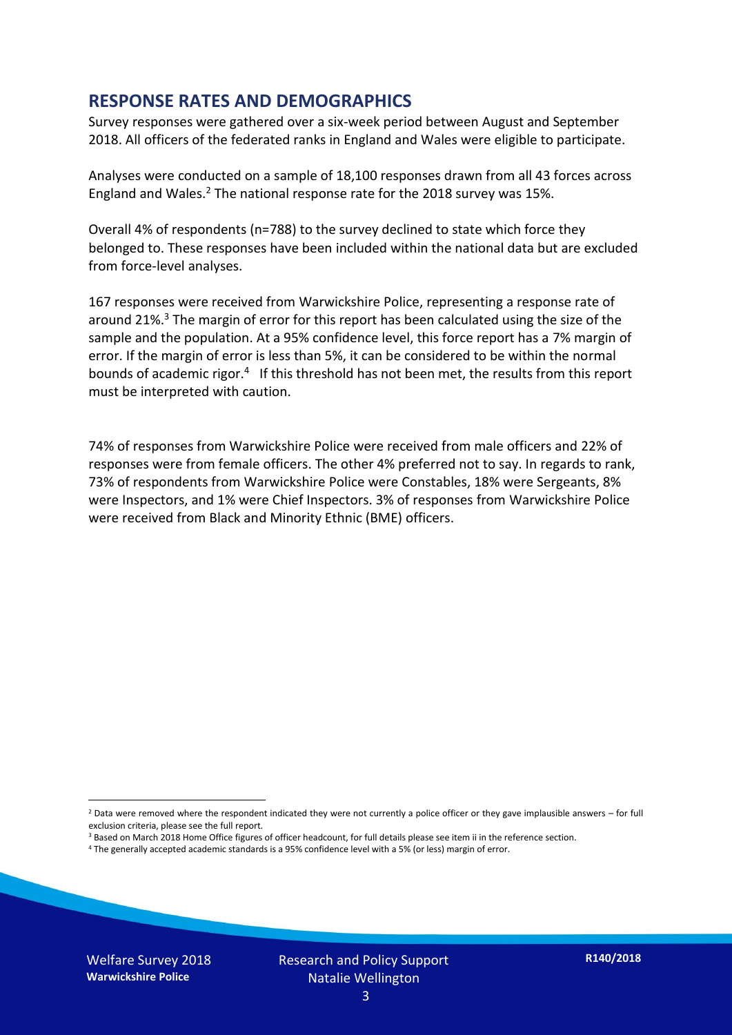## RESPONSE RATES AND DEMOGRAPHICS

Survey responses were gathered over a six-week period between August and September 2018. All officers of the federated ranks in England and Wales were eligible to participate.

Analyses were conducted on a sample of 18,100 responses drawn from all 43 forces across England and Wales.[2] The national response rate for the 2018 survey was 15%.

Overall 4% of respondents (n=788) to the survey declined to state which force they belonged to. These responses have been included within the national data but are excluded from force-level analyses.

167 responses were received from Warwickshire Police, representing a response rate of around 21%.[3] The margin of error for this report has been calculated using the size of the sample and the population. At a 95% confidence level, this force report has a 7% margin of error. If the margin of error is less than 5%, it can be considered to be within the normal bounds of academic rigor.[4] If this threshold has not been met, the results from this report must be interpreted with caution.

74% of responses from Warwickshire Police were received from male officers and 22% of responses were from female officers. The other 4% preferred not to say. In regards to rank, 73% of respondents from Warwickshire Police were Constables, 18% were Sergeants, 8% were Inspectors, and 1% were Chief Inspectors. 3% of responses from Warwickshire Police were received from Black and Minority Ethnic (BME) officers.

[2] Data were removed where the respondent indicated they were not currently a police officer or they gave implausible answers – for full exclusion criteria, please see the full report.

[3] Based on March 2018 Home Office figures of officer headcount, for full details please see item ii in the reference section.

[4] The generally accepted academic standards is a 95% confidence level with a 5% (or less) margin of error.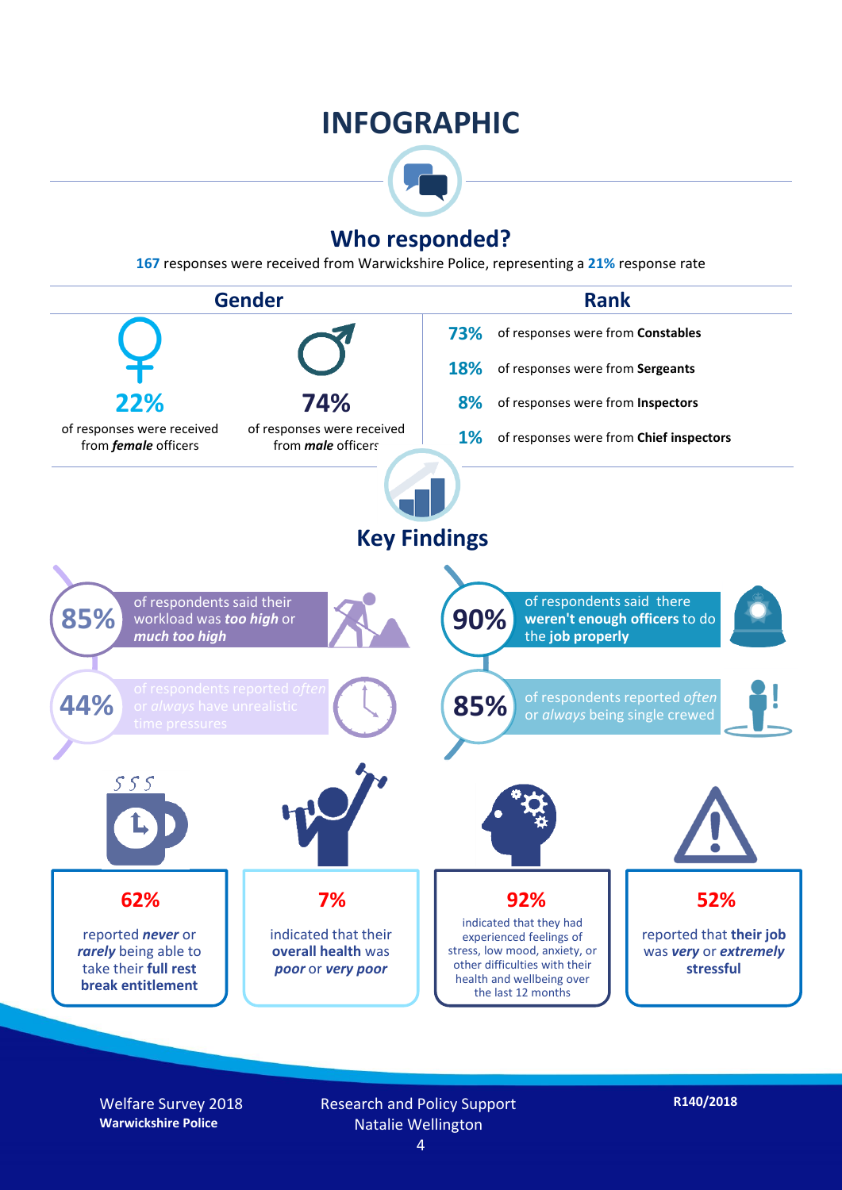# INFOGRAPHIC

## Who responded?

**167** responses were received from Warwickshire Police, representing a **21%** response rate

### Gender

**22%** of responses were received from ***female*** officers

**74%** of responses were received from ***male*** officers

### Rank

**73%** of responses were from **Constables**

**18%** of responses were from **Sergeants**

**8%** of responses were from **Inspectors**

**1%** of responses were from **Chief inspectors**

## Key Findings

**85%** of respondents said their workload was ***too high*** or ***much too high***

**90%** of respondents said there **weren't enough officers** to do the **job properly**

**44%** of respondents reported *often* or *always* have unrealistic time pressures

**85%** of respondents reported *often* or *always* being single crewed

**62%** reported ***never*** or ***rarely*** being able to take their **full rest break entitlement**

**7%** indicated that their **overall health** was ***poor*** or ***very poor***

**92%** indicated that they had experienced feelings of stress, low mood, anxiety, or other difficulties with their health and wellbeing over the last 12 months

**52%** reported that **their job** was ***very*** or ***extremely*** **stressful**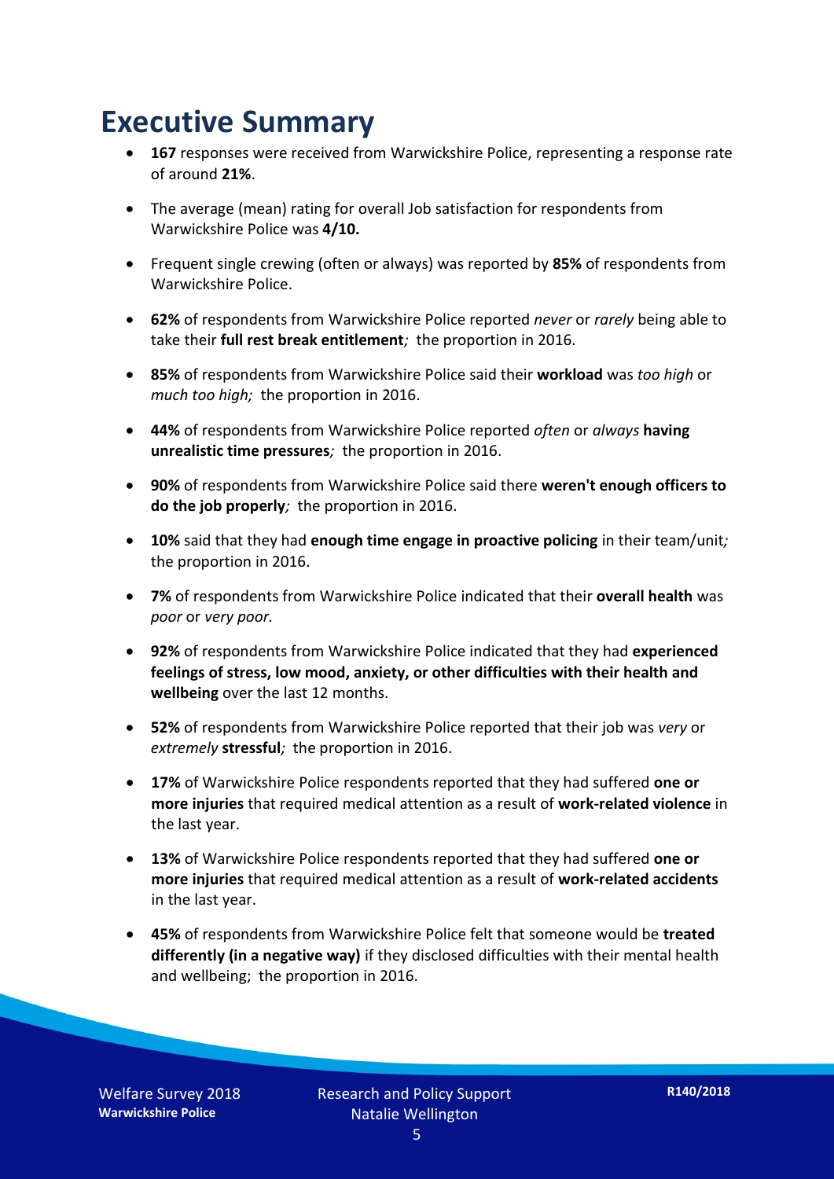# Executive Summary

- **167** responses were received from Warwickshire Police, representing a response rate of around **21%**.
- The average (mean) rating for overall Job satisfaction for respondents from Warwickshire Police was **4/10.**
- Frequent single crewing (often or always) was reported by **85%** of respondents from Warwickshire Police.
- **62%** of respondents from Warwickshire Police reported *never* or *rarely* being able to take their **full rest break entitlement***;* the proportion in 2016.
- **85%** of respondents from Warwickshire Police said their **workload** was *too high* or *much too high;* the proportion in 2016.
- **44%** of respondents from Warwickshire Police reported *often* or *always* **having unrealistic time pressures***;* the proportion in 2016.
- **90%** of respondents from Warwickshire Police said there **weren't enough officers to do the job properly***;* the proportion in 2016.
- **10%** said that they had **enough time engage in proactive policing** in their team/unit*;* the proportion in 2016.
- **7%** of respondents from Warwickshire Police indicated that their **overall health** was *poor* or *very poor.*
- **92%** of respondents from Warwickshire Police indicated that they had **experienced feelings of stress, low mood, anxiety, or other difficulties with their health and wellbeing** over the last 12 months.
- **52%** of respondents from Warwickshire Police reported that their job was *very* or *extremely* **stressful***;* the proportion in 2016.
- **17%** of Warwickshire Police respondents reported that they had suffered **one or more injuries** that required medical attention as a result of **work-related violence** in the last year.
- **13%** of Warwickshire Police respondents reported that they had suffered **one or more injuries** that required medical attention as a result of **work-related accidents** in the last year.
- **45%** of respondents from Warwickshire Police felt that someone would be **treated differently (in a negative way)** if they disclosed difficulties with their mental health and wellbeing; the proportion in 2016.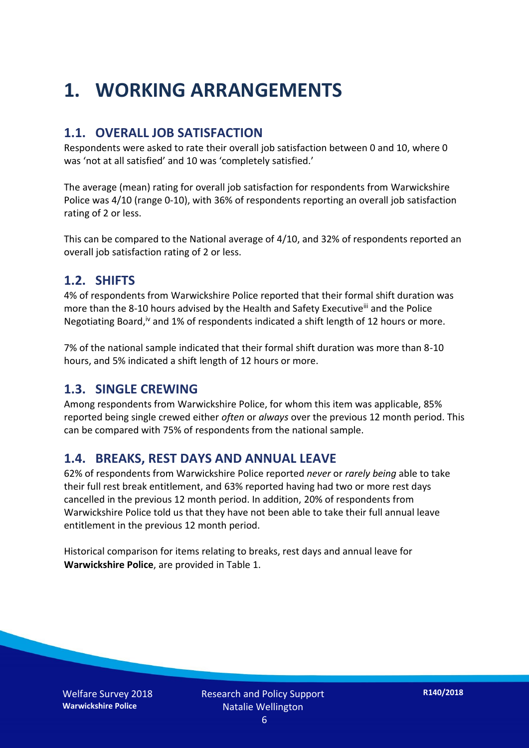# 1. WORKING ARRANGEMENTS

## 1.1. OVERALL JOB SATISFACTION

Respondents were asked to rate their overall job satisfaction between 0 and 10, where 0 was 'not at all satisfied' and 10 was 'completely satisfied.'

The average (mean) rating for overall job satisfaction for respondents from Warwickshire Police was 4/10 (range 0-10), with 36% of respondents reporting an overall job satisfaction rating of 2 or less.

This can be compared to the National average of 4/10, and 32% of respondents reported an overall job satisfaction rating of 2 or less.

## 1.2. SHIFTS

4% of respondents from Warwickshire Police reported that their formal shift duration was more than the 8-10 hours advised by the Health and Safety Executive[iii] and the Police Negotiating Board,[iv] and 1% of respondents indicated a shift length of 12 hours or more.

7% of the national sample indicated that their formal shift duration was more than 8-10 hours, and 5% indicated a shift length of 12 hours or more.

## 1.3. SINGLE CREWING

Among respondents from Warwickshire Police, for whom this item was applicable, 85% reported being single crewed either *often* or *always* over the previous 12 month period. This can be compared with 75% of respondents from the national sample.

## 1.4. BREAKS, REST DAYS AND ANNUAL LEAVE

62% of respondents from Warwickshire Police reported *never* or *rarely being* able to take their full rest break entitlement, and 63% reported having had two or more rest days cancelled in the previous 12 month period. In addition, 20% of respondents from Warwickshire Police told us that they have not been able to take their full annual leave entitlement in the previous 12 month period.

Historical comparison for items relating to breaks, rest days and annual leave for **Warwickshire Police**, are provided in Table 1.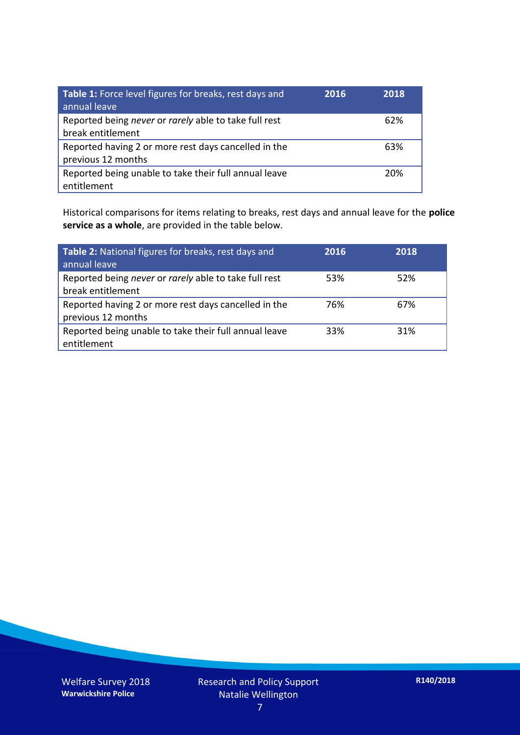| **Table 1:** Force level figures for breaks, rest days and annual leave | **2016** | **2018** |
|---|---|---|
| Reported being *never* or *rarely* able to take full rest break entitlement | | 62% |
| Reported having 2 or more rest days cancelled in the previous 12 months | | 63% |
| Reported being unable to take their full annual leave entitlement | | 20% |

Historical comparisons for items relating to breaks, rest days and annual leave for the **police service as a whole**, are provided in the table below.

| **Table 2:** National figures for breaks, rest days and annual leave | **2016** | **2018** |
|---|---|---|
| Reported being *never* or *rarely* able to take full rest break entitlement | 53% | 52% |
| Reported having 2 or more rest days cancelled in the previous 12 months | 76% | 67% |
| Reported being unable to take their full annual leave entitlement | 33% | 31% |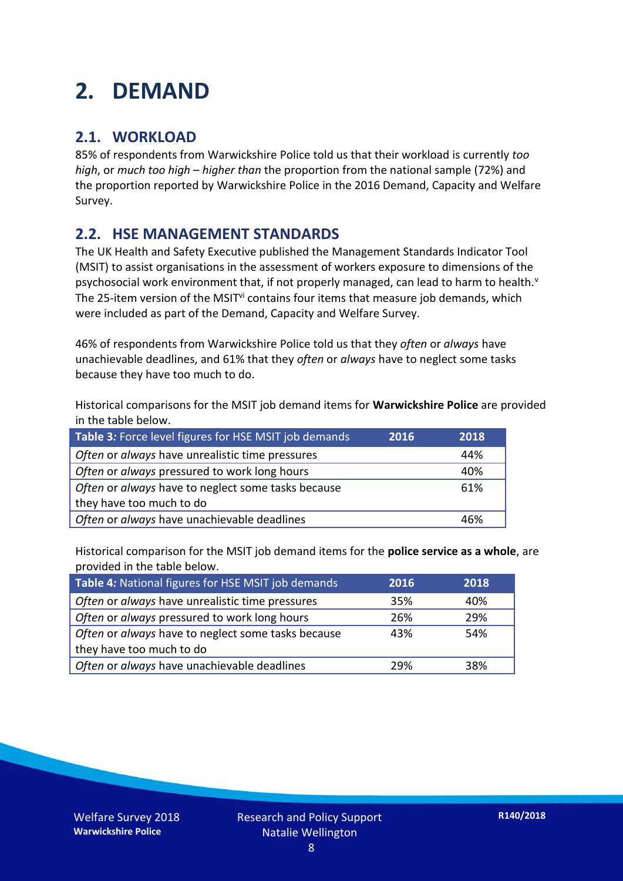# 2. DEMAND

## 2.1. WORKLOAD

85% of respondents from Warwickshire Police told us that their workload is currently *too high*, or *much too high* – *higher than* the proportion from the national sample (72%) and the proportion reported by Warwickshire Police in the 2016 Demand, Capacity and Welfare Survey.

## 2.2. HSE MANAGEMENT STANDARDS

The UK Health and Safety Executive published the Management Standards Indicator Tool (MSIT) to assist organisations in the assessment of workers exposure to dimensions of the psychosocial work environment that, if not properly managed, can lead to harm to health.[v] The 25-item version of the MSIT[vi] contains four items that measure job demands, which were included as part of the Demand, Capacity and Welfare Survey.

46% of respondents from Warwickshire Police told us that they *often* or *always* have unachievable deadlines, and 61% that they *often* or *always* have to neglect some tasks because they have too much to do.

Historical comparisons for the MSIT job demand items for **Warwickshire Police** are provided in the table below.

| Table 3: Force level figures for HSE MSIT job demands | 2016 | 2018 |
|---|---|---|
| *Often* or *always* have unrealistic time pressures | | 44% |
| *Often* or *always* pressured to work long hours | | 40% |
| *Often* or *always* have to neglect some tasks because they have too much to do | | 61% |
| *Often* or *always* have unachievable deadlines | | 46% |

Historical comparison for the MSIT job demand items for the **police service as a whole**, are provided in the table below.

| Table 4: National figures for HSE MSIT job demands | 2016 | 2018 |
|---|---|---|
| *Often* or *always* have unrealistic time pressures | 35% | 40% |
| *Often* or *always* pressured to work long hours | 26% | 29% |
| *Often* or *always* have to neglect some tasks because they have too much to do | 43% | 54% |
| *Often* or *always* have unachievable deadlines | 29% | 38% |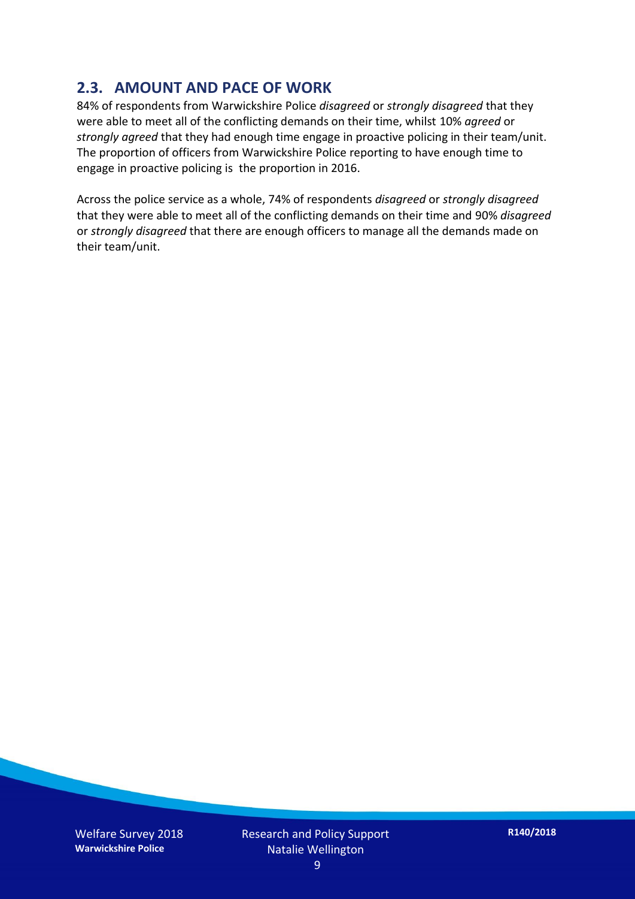## 2.3. AMOUNT AND PACE OF WORK

84% of respondents from Warwickshire Police *disagreed* or *strongly disagreed* that they were able to meet all of the conflicting demands on their time, whilst 10% *agreed* or *strongly agreed* that they had enough time engage in proactive policing in their team/unit. The proportion of officers from Warwickshire Police reporting to have enough time to engage in proactive policing is  the proportion in 2016.

Across the police service as a whole, 74% of respondents *disagreed* or *strongly disagreed* that they were able to meet all of the conflicting demands on their time and 90% *disagreed* or *strongly disagreed* that there are enough officers to manage all the demands made on their team/unit.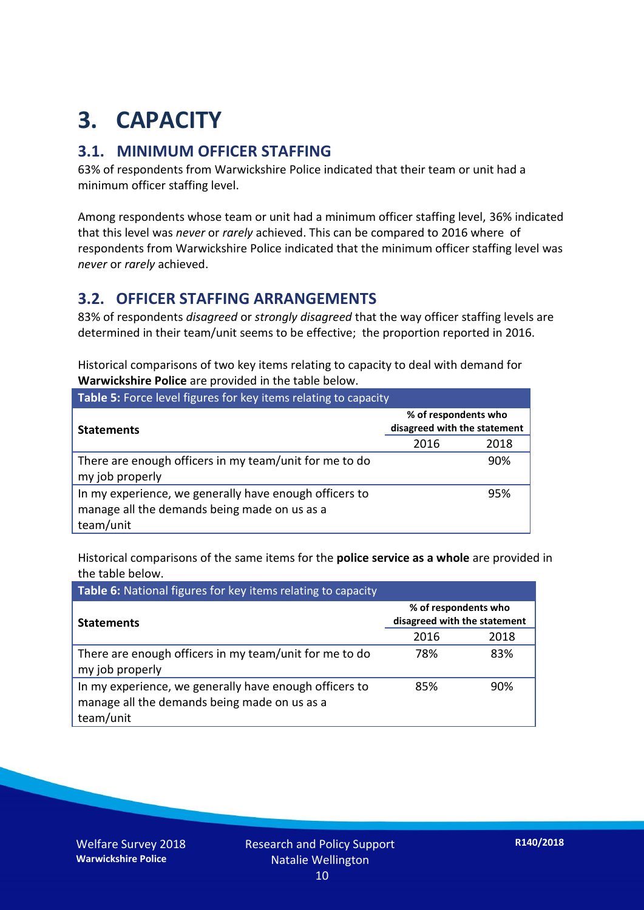# 3. CAPACITY

## 3.1. MINIMUM OFFICER STAFFING

63% of respondents from Warwickshire Police indicated that their team or unit had a minimum officer staffing level.

Among respondents whose team or unit had a minimum officer staffing level, 36% indicated that this level was *never* or *rarely* achieved. This can be compared to 2016 where of respondents from Warwickshire Police indicated that the minimum officer staffing level was *never* or *rarely* achieved.

## 3.2. OFFICER STAFFING ARRANGEMENTS

83% of respondents *disagreed* or *strongly disagreed* that the way officer staffing levels are determined in their team/unit seems to be effective; the proportion reported in 2016.

Historical comparisons of two key items relating to capacity to deal with demand for **Warwickshire Police** are provided in the table below.

**Table 5:** Force level figures for key items relating to capacity

| Statements | % of respondents who disagreed with the statement | |
|---|---|---|
| | 2016 | 2018 |
| There are enough officers in my team/unit for me to do my job properly | | 90% |
| In my experience, we generally have enough officers to manage all the demands being made on us as a team/unit | | 95% |

Historical comparisons of the same items for the **police service as a whole** are provided in the table below.

**Table 6:** National figures for key items relating to capacity

| Statements | % of respondents who disagreed with the statement | |
|---|---|---|
| | 2016 | 2018 |
| There are enough officers in my team/unit for me to do my job properly | 78% | 83% |
| In my experience, we generally have enough officers to manage all the demands being made on us as a team/unit | 85% | 90% |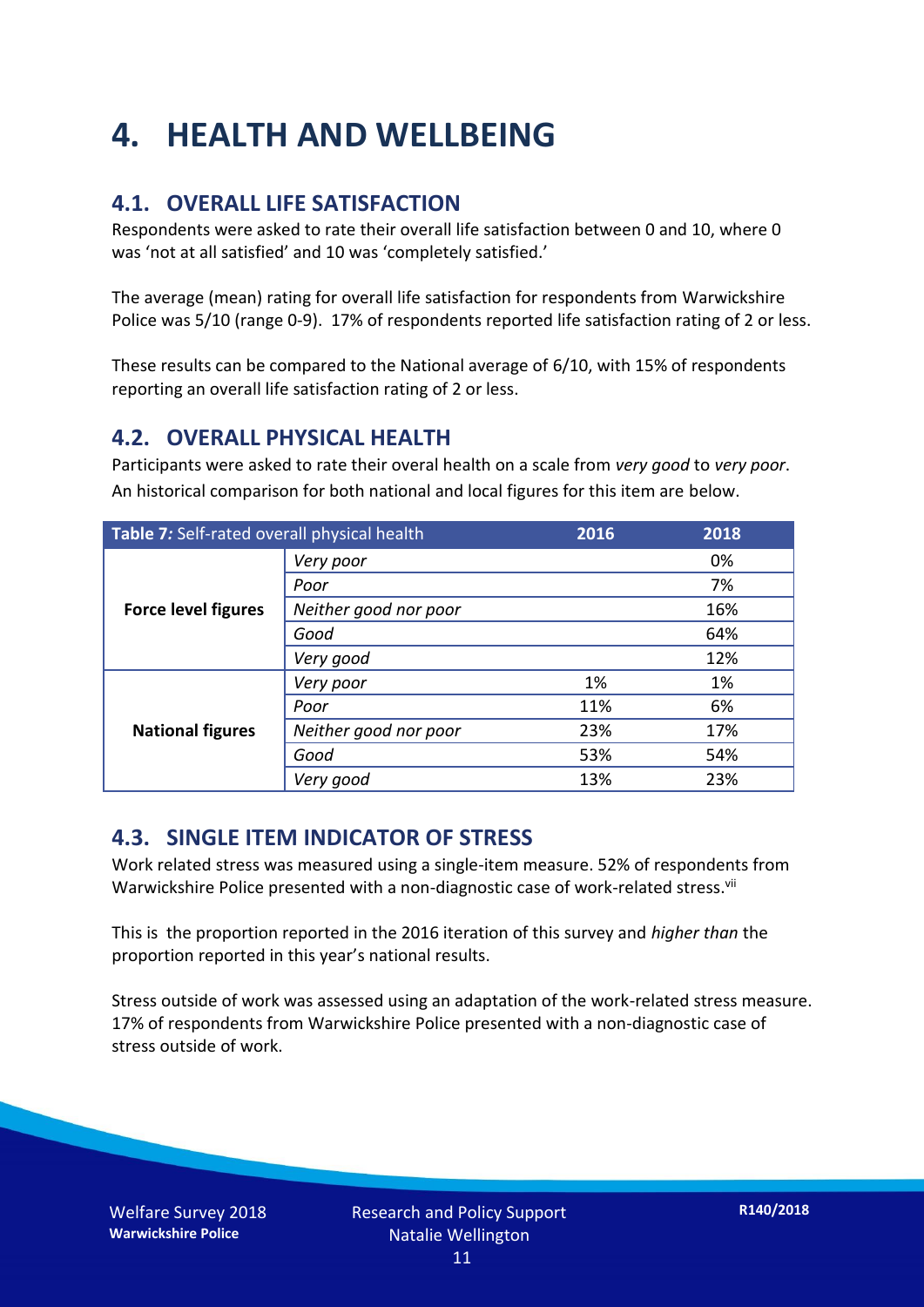# 4. HEALTH AND WELLBEING

## 4.1. OVERALL LIFE SATISFACTION

Respondents were asked to rate their overall life satisfaction between 0 and 10, where 0 was 'not at all satisfied' and 10 was 'completely satisfied.'

The average (mean) rating for overall life satisfaction for respondents from Warwickshire Police was 5/10 (range 0-9). 17% of respondents reported life satisfaction rating of 2 or less.

These results can be compared to the National average of 6/10, with 15% of respondents reporting an overall life satisfaction rating of 2 or less.

## 4.2. OVERALL PHYSICAL HEALTH

Participants were asked to rate their overal health on a scale from *very good* to *very poor*. An historical comparison for both national and local figures for this item are below.

| *Table 7:* Self-rated overall physical health | | 2016 | 2018 |
|---|---|---|---|
| **Force level figures** | *Very poor* | | 0% |
| | *Poor* | | 7% |
| | *Neither good nor poor* | | 16% |
| | *Good* | | 64% |
| | *Very good* | | 12% |
| **National figures** | *Very poor* | 1% | 1% |
| | *Poor* | 11% | 6% |
| | *Neither good nor poor* | 23% | 17% |
| | *Good* | 53% | 54% |
| | *Very good* | 13% | 23% |

## 4.3. SINGLE ITEM INDICATOR OF STRESS

Work related stress was measured using a single-item measure. 52% of respondents from Warwickshire Police presented with a non-diagnostic case of work-related stress.[vii]

This is the proportion reported in the 2016 iteration of this survey and *higher than* the proportion reported in this year's national results.

Stress outside of work was assessed using an adaptation of the work-related stress measure. 17% of respondents from Warwickshire Police presented with a non-diagnostic case of stress outside of work.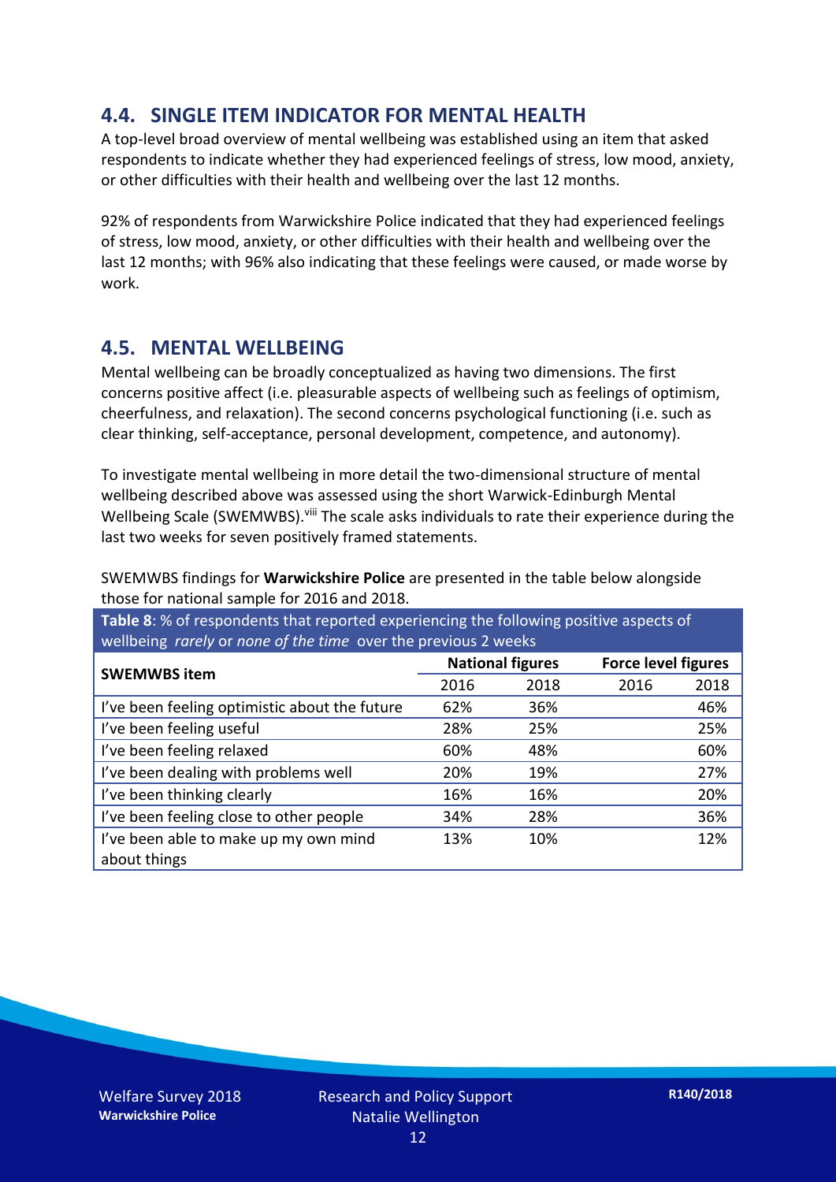## 4.4. SINGLE ITEM INDICATOR FOR MENTAL HEALTH

A top-level broad overview of mental wellbeing was established using an item that asked respondents to indicate whether they had experienced feelings of stress, low mood, anxiety, or other difficulties with their health and wellbeing over the last 12 months.

92% of respondents from Warwickshire Police indicated that they had experienced feelings of stress, low mood, anxiety, or other difficulties with their health and wellbeing over the last 12 months; with 96% also indicating that these feelings were caused, or made worse by work.

## 4.5. MENTAL WELLBEING

Mental wellbeing can be broadly conceptualized as having two dimensions. The first concerns positive affect (i.e. pleasurable aspects of wellbeing such as feelings of optimism, cheerfulness, and relaxation). The second concerns psychological functioning (i.e. such as clear thinking, self-acceptance, personal development, competence, and autonomy).

To investigate mental wellbeing in more detail the two-dimensional structure of mental wellbeing described above was assessed using the short Warwick-Edinburgh Mental Wellbeing Scale (SWEMWBS).[viii] The scale asks individuals to rate their experience during the last two weeks for seven positively framed statements.

SWEMWBS findings for **Warwickshire Police** are presented in the table below alongside those for national sample for 2016 and 2018.

**Table 8**: % of respondents that reported experiencing the following positive aspects of wellbeing *rarely* or *none of the time* over the previous 2 weeks

| SWEMWBS item | National figures | | Force level figures | |
|---|---|---|---|---|
| | 2016 | 2018 | 2016 | 2018 |
| I've been feeling optimistic about the future | 62% | 36% | | 46% |
| I've been feeling useful | 28% | 25% | | 25% |
| I've been feeling relaxed | 60% | 48% | | 60% |
| I've been dealing with problems well | 20% | 19% | | 27% |
| I've been thinking clearly | 16% | 16% | | 20% |
| I've been feeling close to other people | 34% | 28% | | 36% |
| I've been able to make up my own mind about things | 13% | 10% | | 12% |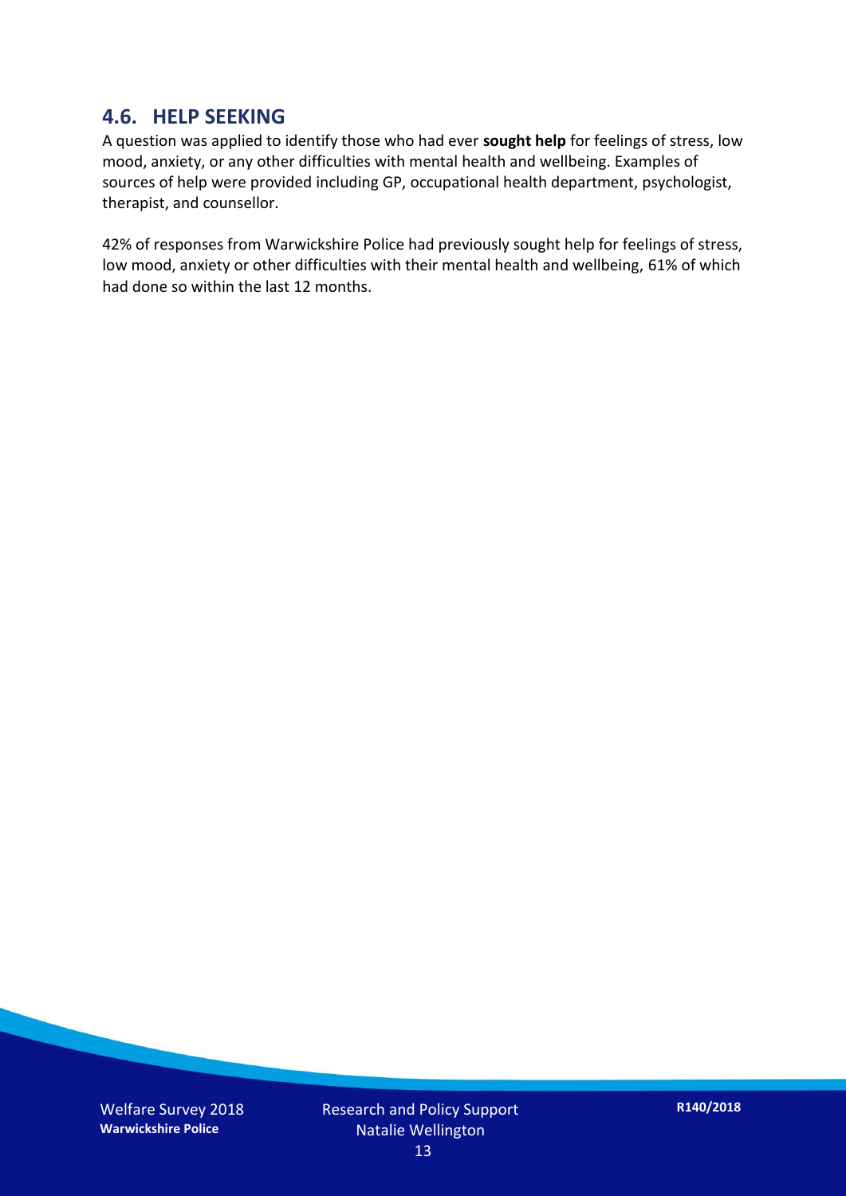## 4.6. HELP SEEKING

A question was applied to identify those who had ever **sought help** for feelings of stress, low mood, anxiety, or any other difficulties with mental health and wellbeing. Examples of sources of help were provided including GP, occupational health department, psychologist, therapist, and counsellor.

42% of responses from Warwickshire Police had previously sought help for feelings of stress, low mood, anxiety or other difficulties with their mental health and wellbeing, 61% of which had done so within the last 12 months.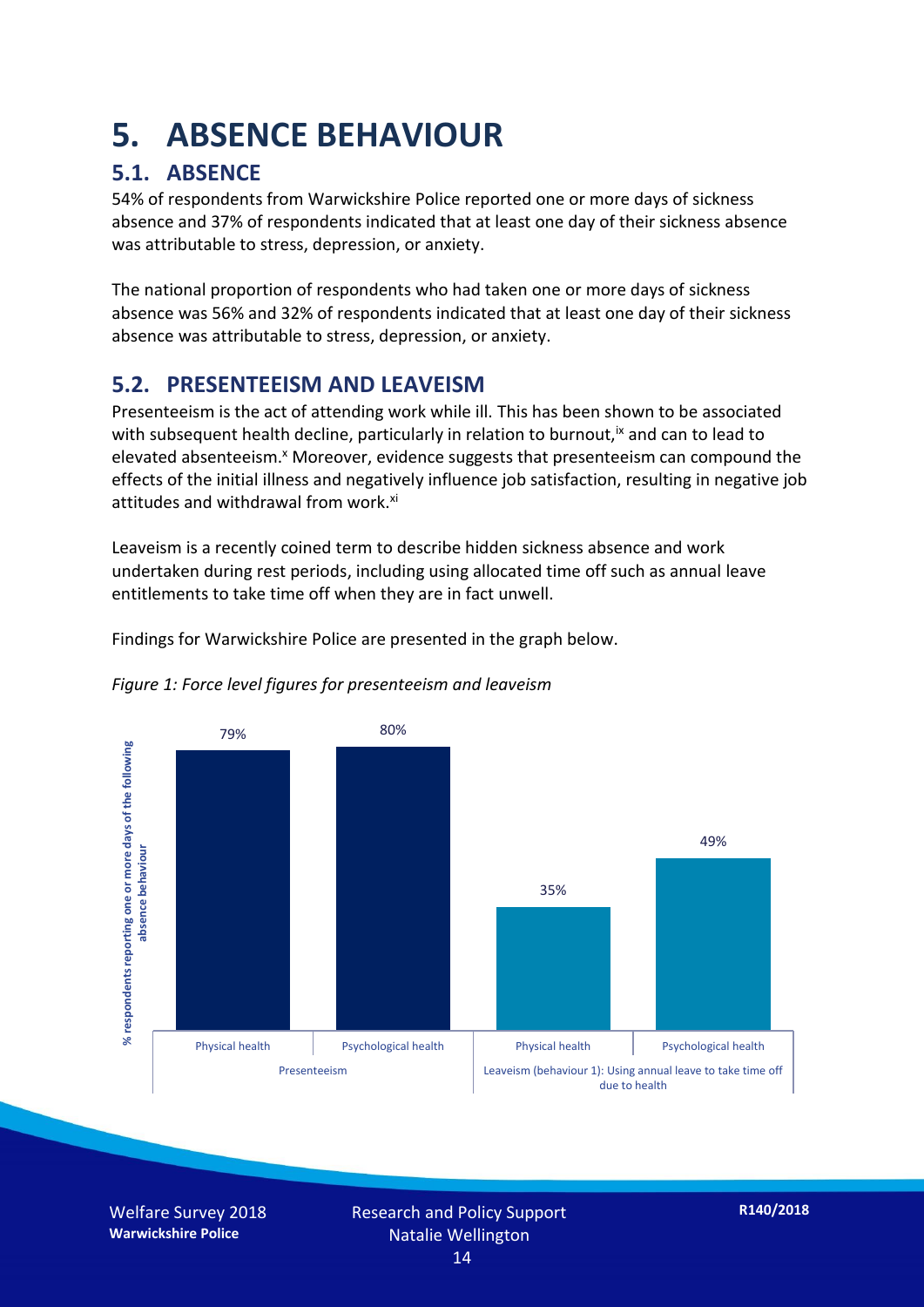# 5. ABSENCE BEHAVIOUR

## 5.1. ABSENCE

54% of respondents from Warwickshire Police reported one or more days of sickness absence and 37% of respondents indicated that at least one day of their sickness absence was attributable to stress, depression, or anxiety.

The national proportion of respondents who had taken one or more days of sickness absence was 56% and 32% of respondents indicated that at least one day of their sickness absence was attributable to stress, depression, or anxiety.

## 5.2. PRESENTEEISM AND LEAVEISM

Presenteeism is the act of attending work while ill. This has been shown to be associated with subsequent health decline, particularly in relation to burnout,[ix] and can to lead to elevated absenteeism.[x] Moreover, evidence suggests that presenteeism can compound the effects of the initial illness and negatively influence job satisfaction, resulting in negative job attitudes and withdrawal from work.[xi]

Leaveism is a recently coined term to describe hidden sickness absence and work undertaken during rest periods, including using allocated time off such as annual leave entitlements to take time off when they are in fact unwell.

Findings for Warwickshire Police are presented in the graph below.

*Figure 1: Force level figures for presenteeism and leaveism*

| | Physical health | Psychological health |
|---|---|---|
| Presenteeism | 79% | 80% |
| Leaveism (behaviour 1): Using annual leave to take time off due to health | 35% | 49% |

Y-axis: % respondents reporting one or more days of the following absence behaviour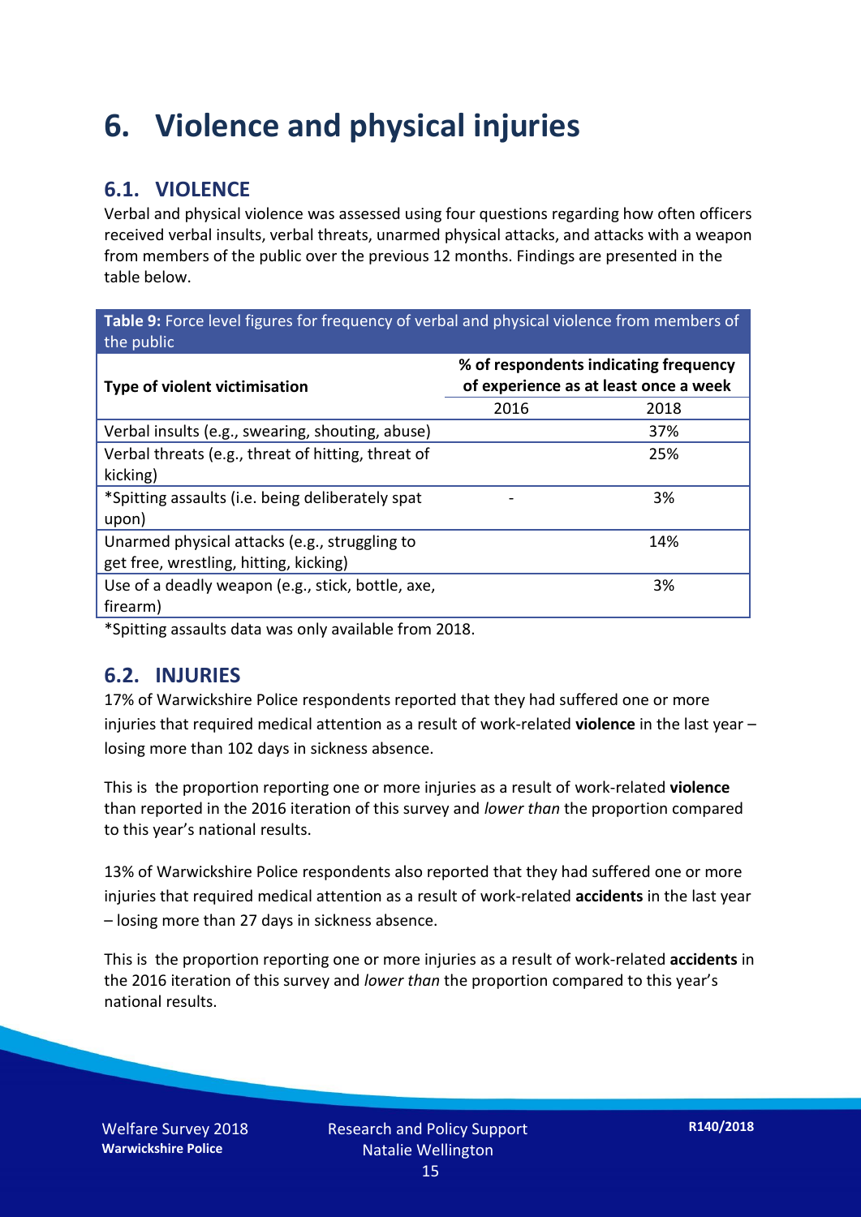# 6. Violence and physical injuries

## 6.1. VIOLENCE

Verbal and physical violence was assessed using four questions regarding how often officers received verbal insults, verbal threats, unarmed physical attacks, and attacks with a weapon from members of the public over the previous 12 months. Findings are presented in the table below.

**Table 9:** Force level figures for frequency of verbal and physical violence from members of the public

| Type of violent victimisation | % of respondents indicating frequency of experience as at least once a week | |
|---|---|---|
| | 2016 | 2018 |
| Verbal insults (e.g., swearing, shouting, abuse) | | 37% |
| Verbal threats (e.g., threat of hitting, threat of kicking) | | 25% |
| *Spitting assaults (i.e. being deliberately spat upon) | - | 3% |
| Unarmed physical attacks (e.g., struggling to get free, wrestling, hitting, kicking) | | 14% |
| Use of a deadly weapon (e.g., stick, bottle, axe, firearm) | | 3% |

*Spitting assaults data was only available from 2018.

## 6.2. INJURIES

17% of Warwickshire Police respondents reported that they had suffered one or more injuries that required medical attention as a result of work-related **violence** in the last year – losing more than 102 days in sickness absence.

This is  the proportion reporting one or more injuries as a result of work-related **violence** than reported in the 2016 iteration of this survey and *lower than* the proportion compared to this year's national results.

13% of Warwickshire Police respondents also reported that they had suffered one or more injuries that required medical attention as a result of work-related **accidents** in the last year – losing more than 27 days in sickness absence.

This is  the proportion reporting one or more injuries as a result of work-related **accidents** in the 2016 iteration of this survey and *lower than* the proportion compared to this year's national results.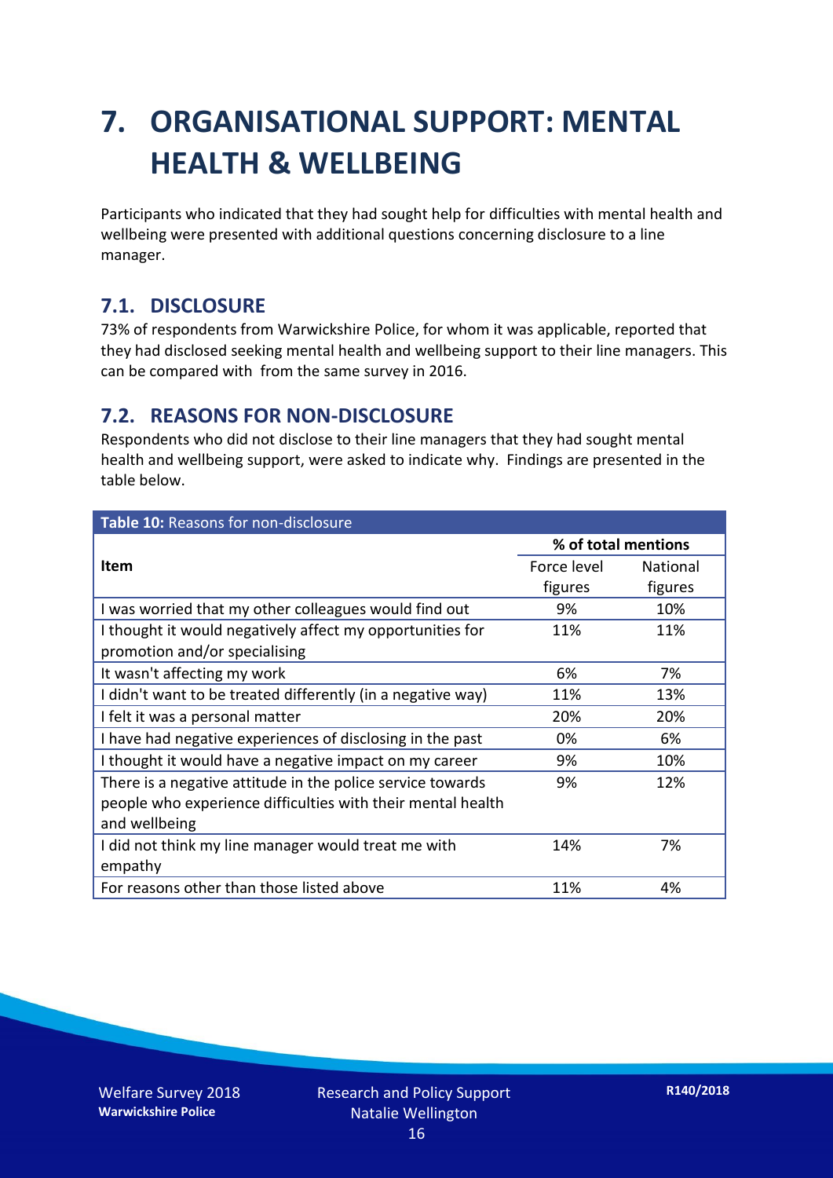# 7. ORGANISATIONAL SUPPORT: MENTAL HEALTH & WELLBEING

Participants who indicated that they had sought help for difficulties with mental health and wellbeing were presented with additional questions concerning disclosure to a line manager.

## 7.1. DISCLOSURE

73% of respondents from Warwickshire Police, for whom it was applicable, reported that they had disclosed seeking mental health and wellbeing support to their line managers. This can be compared with  from the same survey in 2016.

## 7.2. REASONS FOR NON-DISCLOSURE

Respondents who did not disclose to their line managers that they had sought mental health and wellbeing support, were asked to indicate why. Findings are presented in the table below.

**Table 10:** Reasons for non-disclosure

| Item | % of total mentions | |
|---|---|---|
| | Force level figures | National figures |
| I was worried that my other colleagues would find out | 9% | 10% |
| I thought it would negatively affect my opportunities for promotion and/or specialising | 11% | 11% |
| It wasn't affecting my work | 6% | 7% |
| I didn't want to be treated differently (in a negative way) | 11% | 13% |
| I felt it was a personal matter | 20% | 20% |
| I have had negative experiences of disclosing in the past | 0% | 6% |
| I thought it would have a negative impact on my career | 9% | 10% |
| There is a negative attitude in the police service towards people who experience difficulties with their mental health and wellbeing | 9% | 12% |
| I did not think my line manager would treat me with empathy | 14% | 7% |
| For reasons other than those listed above | 11% | 4% |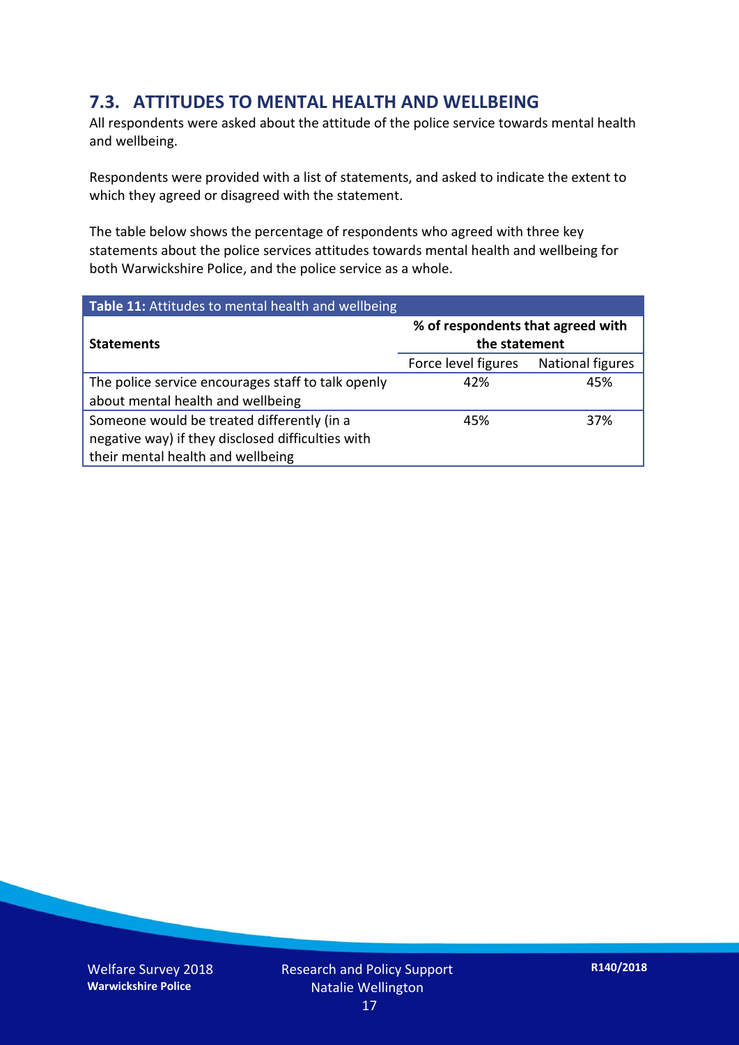## 7.3. ATTITUDES TO MENTAL HEALTH AND WELLBEING

All respondents were asked about the attitude of the police service towards mental health and wellbeing.

Respondents were provided with a list of statements, and asked to indicate the extent to which they agreed or disagreed with the statement.

The table below shows the percentage of respondents who agreed with three key statements about the police services attitudes towards mental health and wellbeing for both Warwickshire Police, and the police service as a whole.

**Table 11:** Attitudes to mental health and wellbeing

| Statements | % of respondents that agreed with the statement | |
|---|---|---|
| | Force level figures | National figures |
| The police service encourages staff to talk openly about mental health and wellbeing | 42% | 45% |
| Someone would be treated differently (in a negative way) if they disclosed difficulties with their mental health and wellbeing | 45% | 37% |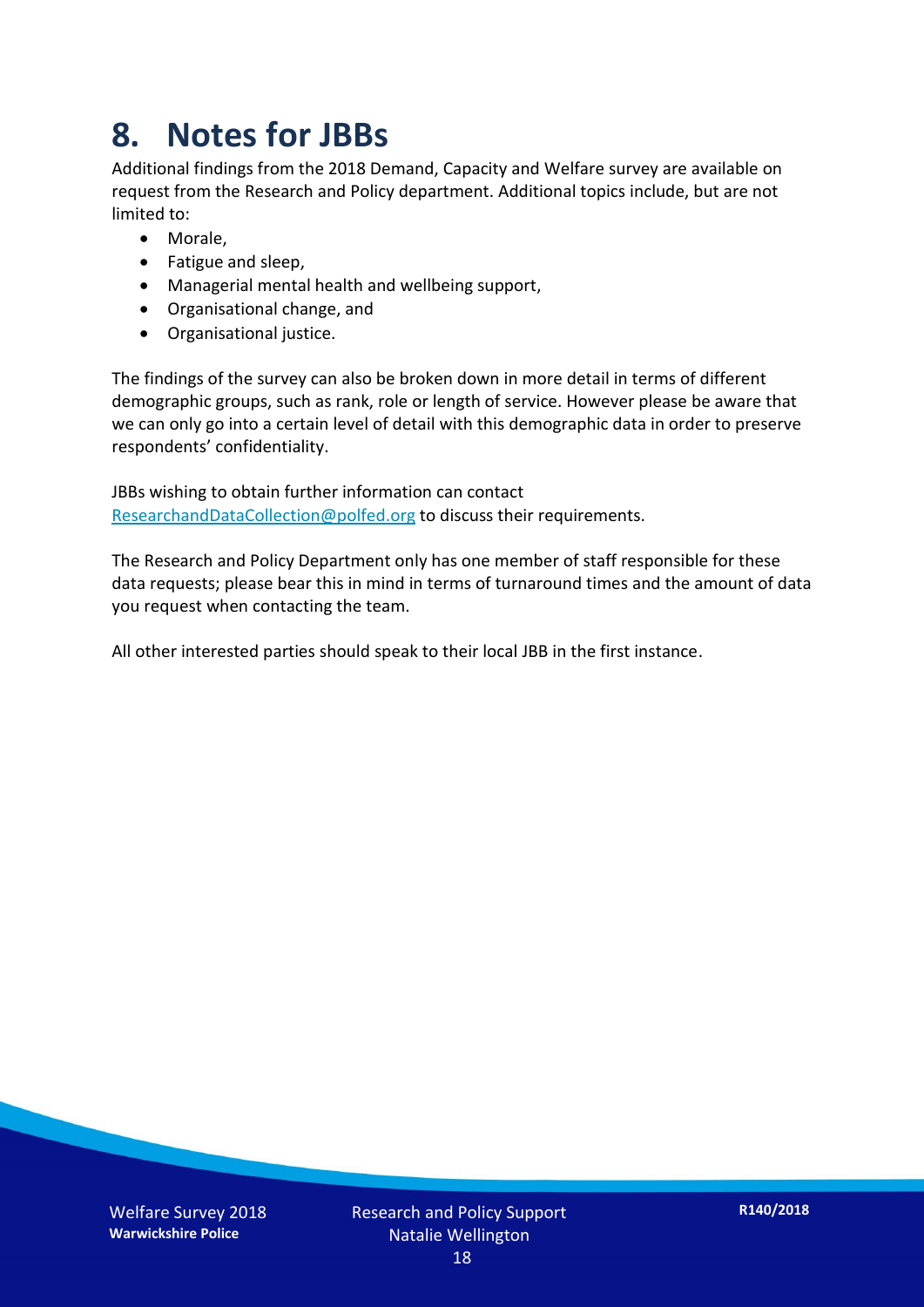# 8. Notes for JBBs

Additional findings from the 2018 Demand, Capacity and Welfare survey are available on request from the Research and Policy department. Additional topics include, but are not limited to:

- Morale,
- Fatigue and sleep,
- Managerial mental health and wellbeing support,
- Organisational change, and
- Organisational justice.

The findings of the survey can also be broken down in more detail in terms of different demographic groups, such as rank, role or length of service. However please be aware that we can only go into a certain level of detail with this demographic data in order to preserve respondents' confidentiality.

JBBs wishing to obtain further information can contact ResearchandDataCollection@polfed.org to discuss their requirements.

The Research and Policy Department only has one member of staff responsible for these data requests; please bear this in mind in terms of turnaround times and the amount of data you request when contacting the team.

All other interested parties should speak to their local JBB in the first instance.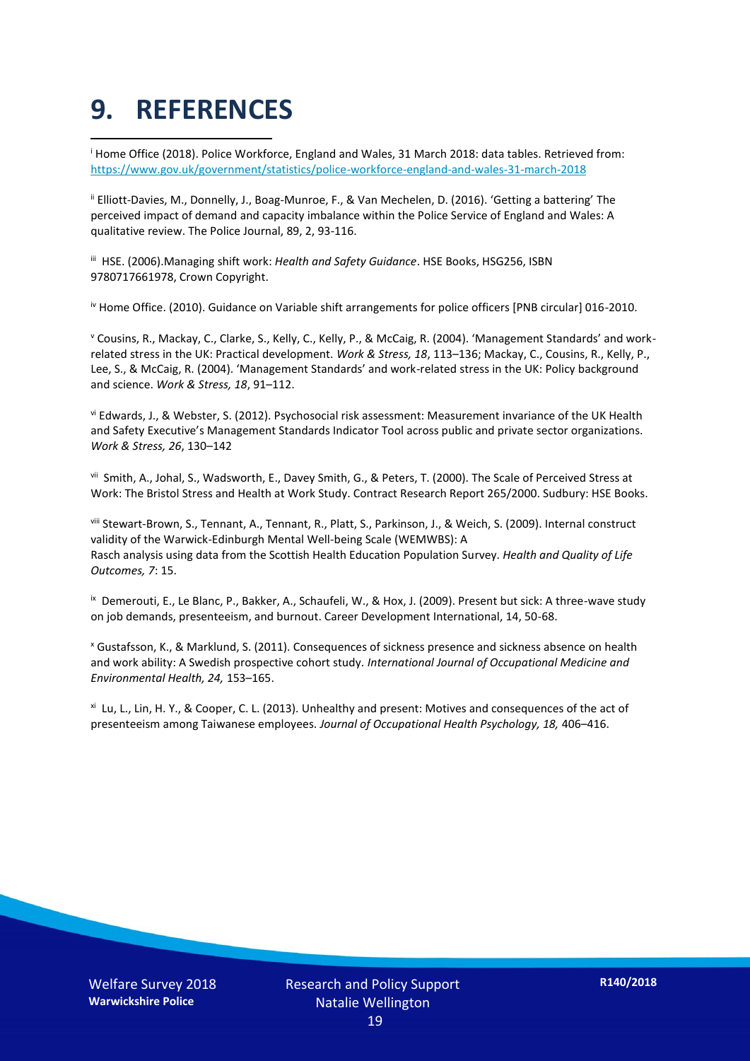# 9. REFERENCES

[i] Home Office (2018). Police Workforce, England and Wales, 31 March 2018: data tables. Retrieved from: https://www.gov.uk/government/statistics/police-workforce-england-and-wales-31-march-2018

[ii] Elliott-Davies, M., Donnelly, J., Boag-Munroe, F., & Van Mechelen, D. (2016). 'Getting a battering' The perceived impact of demand and capacity imbalance within the Police Service of England and Wales: A qualitative review. The Police Journal, 89, 2, 93-116.

[iii] HSE. (2006).Managing shift work: *Health and Safety Guidance*. HSE Books, HSG256, ISBN 9780717661978, Crown Copyright.

[iv] Home Office. (2010). Guidance on Variable shift arrangements for police officers [PNB circular] 016-2010.

[v] Cousins, R., Mackay, C., Clarke, S., Kelly, C., Kelly, P., & McCaig, R. (2004). 'Management Standards' and work-related stress in the UK: Practical development. *Work & Stress, 18*, 113–136; Mackay, C., Cousins, R., Kelly, P., Lee, S., & McCaig, R. (2004). 'Management Standards' and work-related stress in the UK: Policy background and science. *Work & Stress, 18*, 91–112.

[vi] Edwards, J., & Webster, S. (2012). Psychosocial risk assessment: Measurement invariance of the UK Health and Safety Executive's Management Standards Indicator Tool across public and private sector organizations. *Work & Stress, 26*, 130–142

[vii] Smith, A., Johal, S., Wadsworth, E., Davey Smith, G., & Peters, T. (2000). The Scale of Perceived Stress at Work: The Bristol Stress and Health at Work Study. Contract Research Report 265/2000. Sudbury: HSE Books.

[viii] Stewart-Brown, S., Tennant, A., Tennant, R., Platt, S., Parkinson, J., & Weich, S. (2009). Internal construct validity of the Warwick-Edinburgh Mental Well-being Scale (WEMWBS): A Rasch analysis using data from the Scottish Health Education Population Survey. *Health and Quality of Life Outcomes, 7*: 15.

[ix] Demerouti, E., Le Blanc, P., Bakker, A., Schaufeli, W., & Hox, J. (2009). Present but sick: A three-wave study on job demands, presenteeism, and burnout. Career Development International, 14, 50-68.

[x] Gustafsson, K., & Marklund, S. (2011). Consequences of sickness presence and sickness absence on health and work ability: A Swedish prospective cohort study. *International Journal of Occupational Medicine and Environmental Health, 24,* 153–165.

[xi] Lu, L., Lin, H. Y., & Cooper, C. L. (2013). Unhealthy and present: Motives and consequences of the act of presenteeism among Taiwanese employees. *Journal of Occupational Health Psychology, 18,* 406–416.